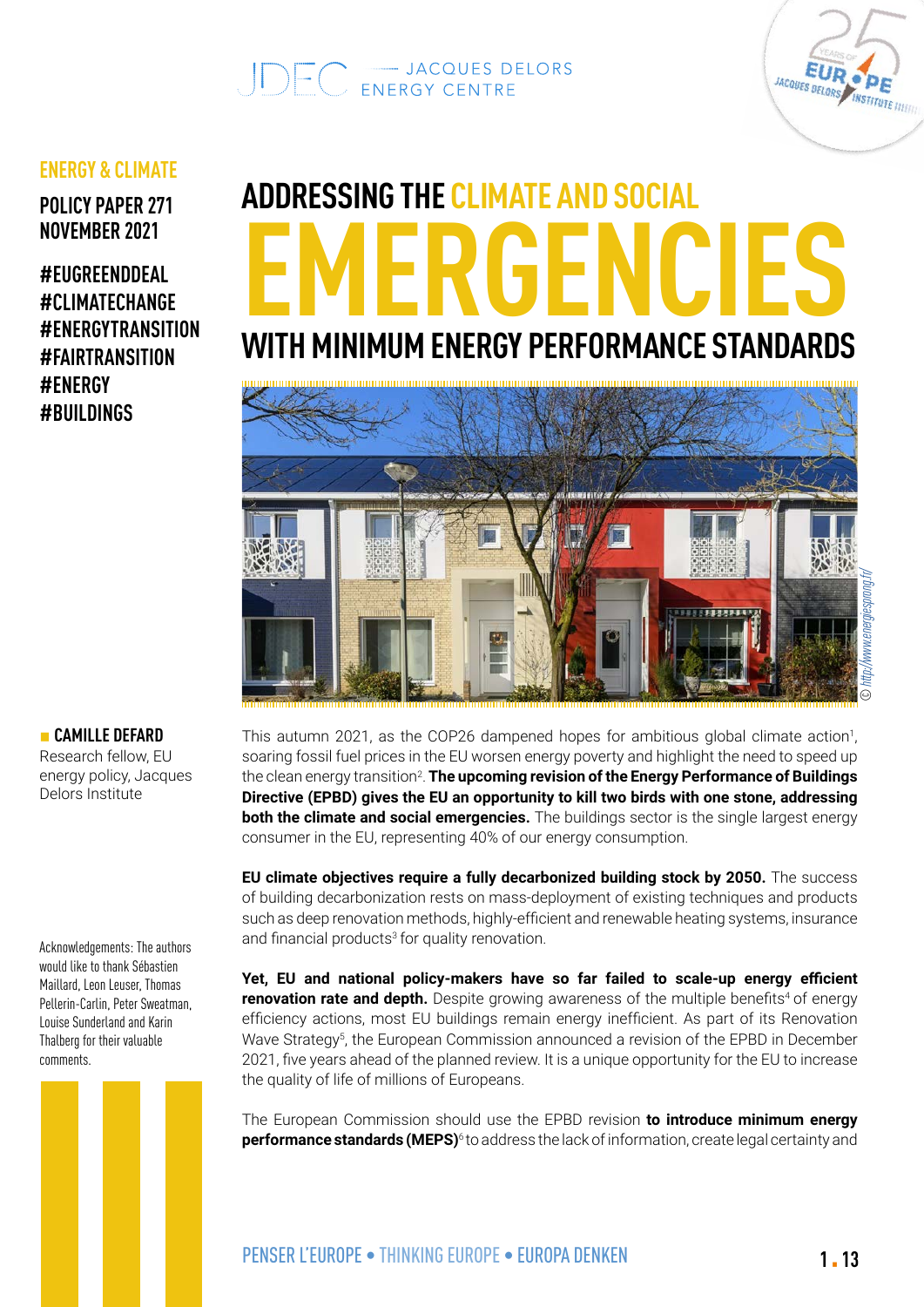JACQUES DELORS ENERGY CENTRE

ENERGY & CLIMATE

POLICY PAPER 271
NOVEMBER 2021

#EUGREENDDEAL
#CLIMATECHANGE
#ENERGYTRANSITION
#FAIRTRANSITION
#ENERGY
#BUILDINGS

# ADDRESSING THE CLIMATE AND SOCIAL EMERGENCIES WITH MINIMUM ENERGY PERFORMANCE STANDARDS

© http://www.energiesprong.fr/

**CAMILLE DEFARD**
Research fellow, EU energy policy, Jacques Delors Institute

Acknowledgements: The authors would like to thank Sébastien Maillard, Leon Leuser, Thomas Pellerin-Carlin, Peter Sweatman, Louise Sunderland and Karin Thalberg for their valuable comments.

This autumn 2021, as the COP26 dampened hopes for ambitious global climate action[1], soaring fossil fuel prices in the EU worsen energy poverty and highlight the need to speed up the clean energy transition[2]. **The upcoming revision of the Energy Performance of Buildings Directive (EPBD) gives the EU an opportunity to kill two birds with one stone, addressing both the climate and social emergencies.** The buildings sector is the single largest energy consumer in the EU, representing 40% of our energy consumption.

**EU climate objectives require a fully decarbonized building stock by 2050.** The success of building decarbonization rests on mass-deployment of existing techniques and products such as deep renovation methods, highly-efficient and renewable heating systems, insurance and financial products[3] for quality renovation.

**Yet, EU and national policy-makers have so far failed to scale-up energy efficient renovation rate and depth.** Despite growing awareness of the multiple benefits[4] of energy efficiency actions, most EU buildings remain energy inefficient. As part of its Renovation Wave Strategy[5], the European Commission announced a revision of the EPBD in December 2021, five years ahead of the planned review. It is a unique opportunity for the EU to increase the quality of life of millions of Europeans.

The European Commission should use the EPBD revision **to introduce minimum energy performance standards (MEPS)**[6] to address the lack of information, create legal certainty and

PENSER L'EUROPE • THINKING EUROPE • EUROPA DENKEN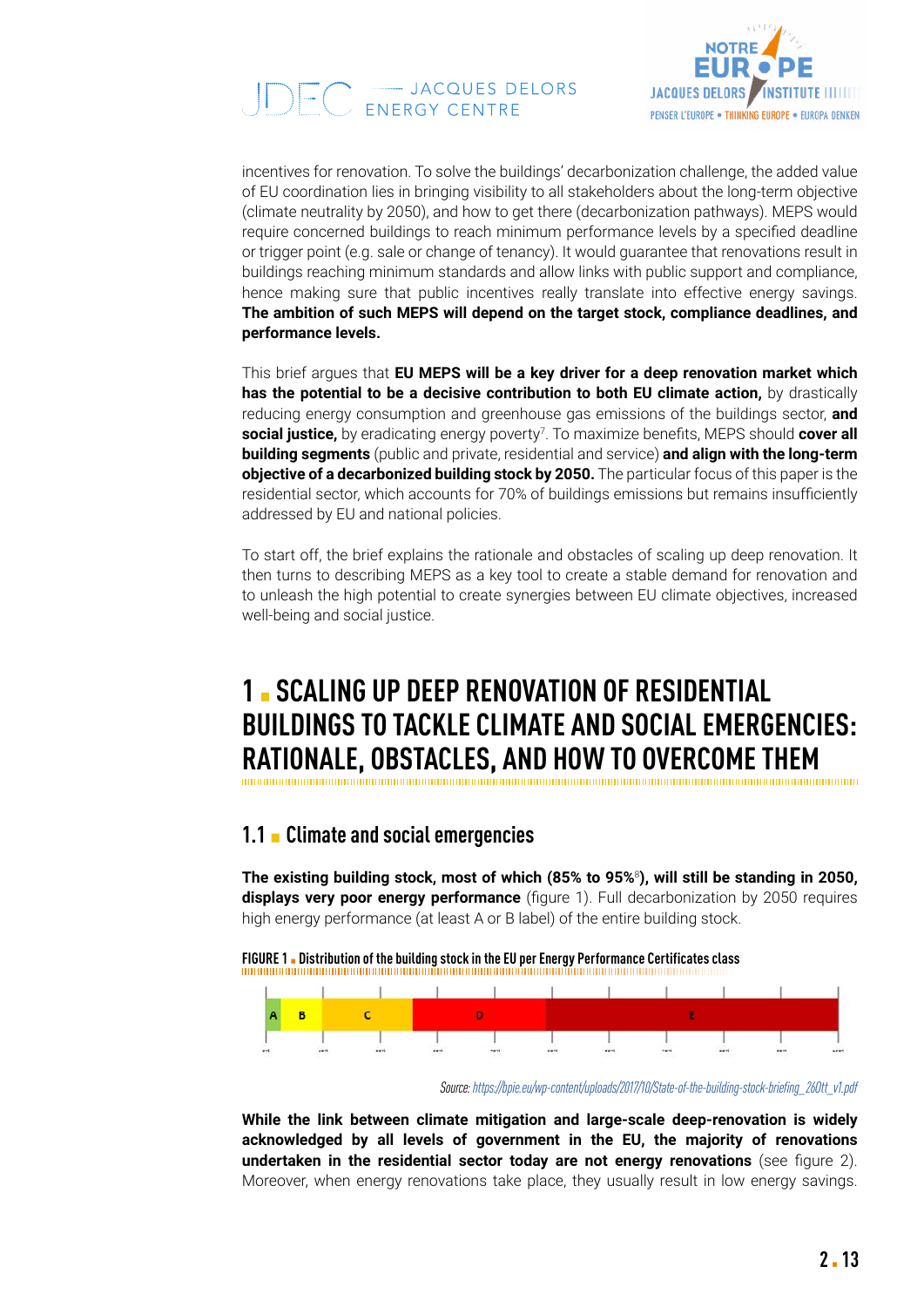incentives for renovation. To solve the buildings' decarbonization challenge, the added value of EU coordination lies in bringing visibility to all stakeholders about the long-term objective (climate neutrality by 2050), and how to get there (decarbonization pathways). MEPS would require concerned buildings to reach minimum performance levels by a specified deadline or trigger point (e.g. sale or change of tenancy). It would guarantee that renovations result in buildings reaching minimum standards and allow links with public support and compliance, hence making sure that public incentives really translate into effective energy savings. **The ambition of such MEPS will depend on the target stock, compliance deadlines, and performance levels.**

This brief argues that **EU MEPS will be a key driver for a deep renovation market which has the potential to be a decisive contribution to both EU climate action,** by drastically reducing energy consumption and greenhouse gas emissions of the buildings sector, **and social justice,** by eradicating energy poverty[7]. To maximize benefits, MEPS should **cover all building segments** (public and private, residential and service) **and align with the long-term objective of a decarbonized building stock by 2050.** The particular focus of this paper is the residential sector, which accounts for 70% of buildings emissions but remains insufficiently addressed by EU and national policies.

To start off, the brief explains the rationale and obstacles of scaling up deep renovation. It then turns to describing MEPS as a key tool to create a stable demand for renovation and to unleash the high potential to create synergies between EU climate objectives, increased well-being and social justice.

# 1 ▪ SCALING UP DEEP RENOVATION OF RESIDENTIAL BUILDINGS TO TACKLE CLIMATE AND SOCIAL EMERGENCIES: RATIONALE, OBSTACLES, AND HOW TO OVERCOME THEM

## 1.1 ▪ Climate and social emergencies

**The existing building stock, most of which (85% to 95%[8]), will still be standing in 2050, displays very poor energy performance** (figure 1). Full decarbonization by 2050 requires high energy performance (at least A or B label) of the entire building stock.

**FIGURE 1 ▪ Distribution of the building stock in the EU per Energy Performance Certificates class**

| A | B | C | D | E |
|---|---|---|---|---|

*Source: https://bpie.eu/wp-content/uploads/2017/10/State-of-the-building-stock-briefing_26Ott_v1.pdf*

**While the link between climate mitigation and large-scale deep-renovation is widely acknowledged by all levels of government in the EU, the majority of renovations undertaken in the residential sector today are not energy renovations** (see figure 2). Moreover, when energy renovations take place, they usually result in low energy savings.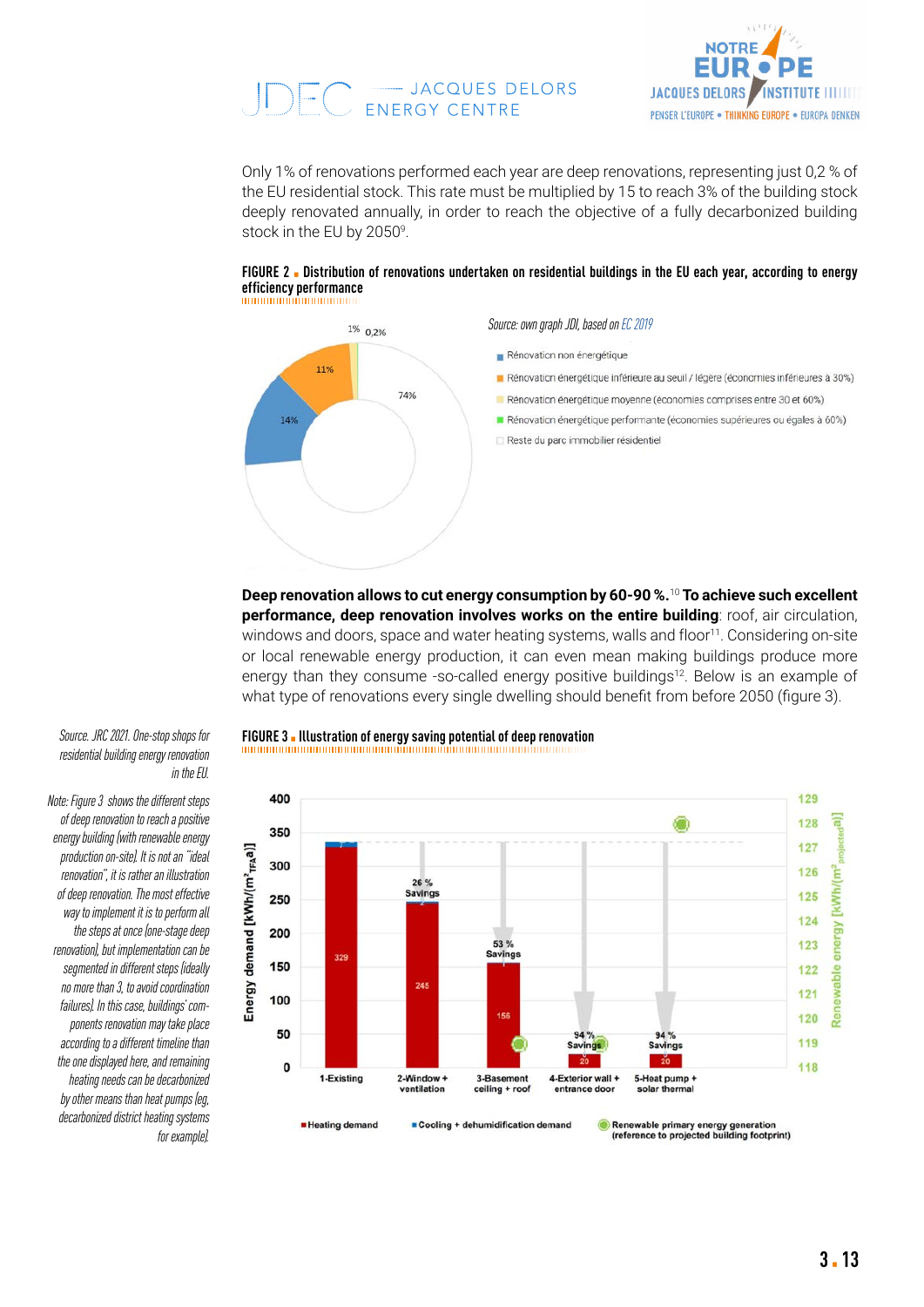Only 1% of renovations performed each year are deep renovations, representing just 0,2 % of the EU residential stock. This rate must be multiplied by 15 to reach 3% of the building stock deeply renovated annually, in order to reach the objective of a fully decarbonized building stock in the EU by 2050[9].

**FIGURE 2 ▪ Distribution of renovations undertaken on residential buildings in the EU each year, according to energy efficiency performance**

*Source: own graph JDI, based on EC 2019*

- 14% — Rénovation non énergétique
- 11% — Rénovation énergétique inférieure au seuil / légère (économies inférieures à 30%)
- 1% — Rénovation énergétique moyenne (économies comprises entre 30 et 60%)
- 0,2% — Rénovation énergétique performante (économies supérieures ou égales à 60%)
- 74% — Reste du parc immobilier résidentiel

**Deep renovation allows to cut energy consumption by 60-90 %.**[10] **To achieve such excellent performance, deep renovation involves works on the entire building**: roof, air circulation, windows and doors, space and water heating systems, walls and floor[11]. Considering on-site or local renewable energy production, it can even mean making buildings produce more energy than they consume -so-called energy positive buildings[12]. Below is an example of what type of renovations every single dwelling should benefit from before 2050 (figure 3).

*Source. JRC 2021. One-stop shops for residential building energy renovation in the EU.*

*Note: Figure 3 shows the different steps of deep renovation to reach a positive energy building (with renewable energy production on-site). It is not an "ideal renovation", it is rather an illustration of deep renovation. The most effective way to implement it is to perform all the steps at once (one-stage deep renovation), but implementation can be segmented in different steps (ideally no more than 3, to avoid coordination failures). In this case, buildings' components renovation may take place according to a different timeline than the one displayed here, and remaining heating needs can be decarbonized by other means than heat pumps (eg. decarbonized district heating systems for example).*

**FIGURE 3 ▪ Illustration of energy saving potential of deep renovation**

| Step | Heating demand [kWh/(m²TFA a)] | Savings |
| --- | --- | --- |
| 1-Existing | 329 | |
| 2-Window + ventilation | 245 | 26 % Savings |
| 3-Basement ceiling + roof | 156 | 53 % Savings |
| 4-Exterior wall + entrance door | 20 | 94 % Savings |
| 5-Heat pump + solar thermal | 20 | 94 % Savings |

Legend: Heating demand; Cooling + dehumidification demand; Renewable primary energy generation (reference to projected building footprint)

Axes: Energy demand [kWh/(m²TFA a)] (0–400); Renewable energy [kWh/(m² projected a)] (118–129)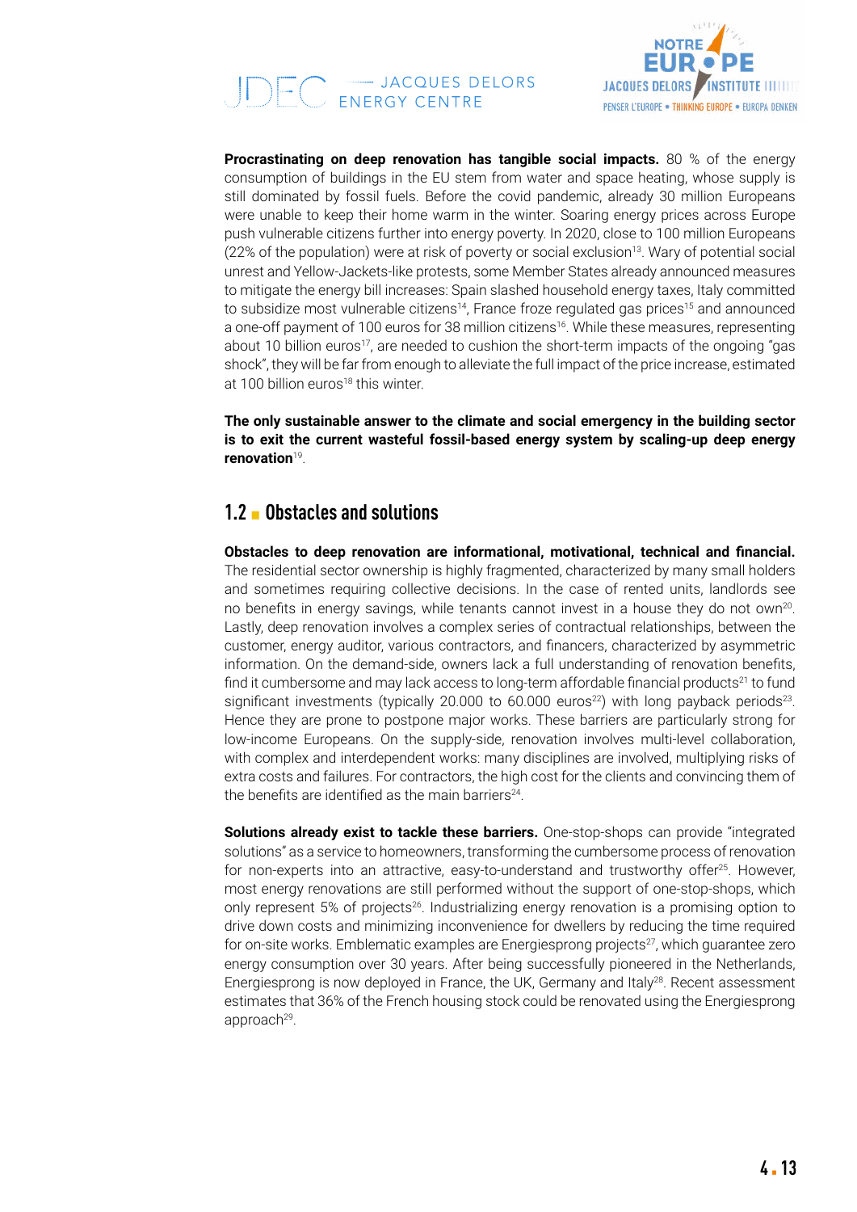**Procrastinating on deep renovation has tangible social impacts.** 80 % of the energy consumption of buildings in the EU stem from water and space heating, whose supply is still dominated by fossil fuels. Before the covid pandemic, already 30 million Europeans were unable to keep their home warm in the winter. Soaring energy prices across Europe push vulnerable citizens further into energy poverty. In 2020, close to 100 million Europeans (22% of the population) were at risk of poverty or social exclusion[13]. Wary of potential social unrest and Yellow-Jackets-like protests, some Member States already announced measures to mitigate the energy bill increases: Spain slashed household energy taxes, Italy committed to subsidize most vulnerable citizens[14], France froze regulated gas prices[15] and announced a one-off payment of 100 euros for 38 million citizens[16]. While these measures, representing about 10 billion euros[17], are needed to cushion the short-term impacts of the ongoing "gas shock", they will be far from enough to alleviate the full impact of the price increase, estimated at 100 billion euros[18] this winter.

**The only sustainable answer to the climate and social emergency in the building sector is to exit the current wasteful fossil-based energy system by scaling-up deep energy renovation**[19].

## 1.2 Obstacles and solutions

**Obstacles to deep renovation are informational, motivational, technical and financial.** The residential sector ownership is highly fragmented, characterized by many small holders and sometimes requiring collective decisions. In the case of rented units, landlords see no benefits in energy savings, while tenants cannot invest in a house they do not own[20]. Lastly, deep renovation involves a complex series of contractual relationships, between the customer, energy auditor, various contractors, and financers, characterized by asymmetric information. On the demand-side, owners lack a full understanding of renovation benefits, find it cumbersome and may lack access to long-term affordable financial products[21] to fund significant investments (typically 20.000 to 60.000 euros[22]) with long payback periods[23]. Hence they are prone to postpone major works. These barriers are particularly strong for low-income Europeans. On the supply-side, renovation involves multi-level collaboration, with complex and interdependent works: many disciplines are involved, multiplying risks of extra costs and failures. For contractors, the high cost for the clients and convincing them of the benefits are identified as the main barriers[24].

**Solutions already exist to tackle these barriers.** One-stop-shops can provide "integrated solutions" as a service to homeowners, transforming the cumbersome process of renovation for non-experts into an attractive, easy-to-understand and trustworthy offer[25]. However, most energy renovations are still performed without the support of one-stop-shops, which only represent 5% of projects[26]. Industrializing energy renovation is a promising option to drive down costs and minimizing inconvenience for dwellers by reducing the time required for on-site works. Emblematic examples are Energiesprong projects[27], which guarantee zero energy consumption over 30 years. After being successfully pioneered in the Netherlands, Energiesprong is now deployed in France, the UK, Germany and Italy[28]. Recent assessment estimates that 36% of the French housing stock could be renovated using the Energiesprong approach[29].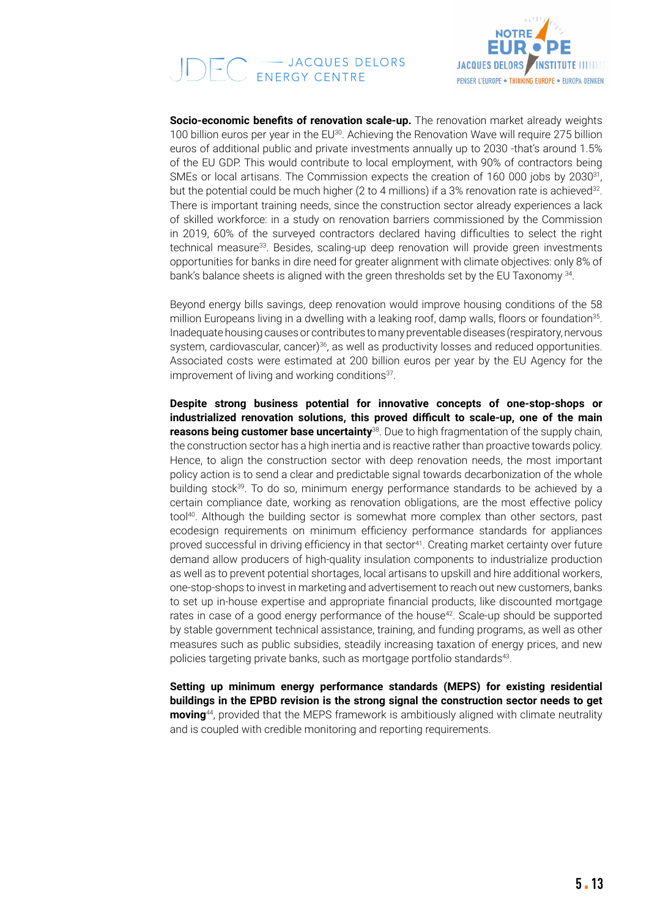**Socio-economic benefits of renovation scale-up.** The renovation market already weights 100 billion euros per year in the EU[30]. Achieving the Renovation Wave will require 275 billion euros of additional public and private investments annually up to 2030 -that's around 1.5% of the EU GDP. This would contribute to local employment, with 90% of contractors being SMEs or local artisans. The Commission expects the creation of 160 000 jobs by 2030[31], but the potential could be much higher (2 to 4 millions) if a 3% renovation rate is achieved[32]. There is important training needs, since the construction sector already experiences a lack of skilled workforce: in a study on renovation barriers commissioned by the Commission in 2019, 60% of the surveyed contractors declared having difficulties to select the right technical measure[33]. Besides, scaling-up deep renovation will provide green investments opportunities for banks in dire need for greater alignment with climate objectives: only 8% of bank's balance sheets is aligned with the green thresholds set by the EU Taxonomy [34].

Beyond energy bills savings, deep renovation would improve housing conditions of the 58 million Europeans living in a dwelling with a leaking roof, damp walls, floors or foundation[35]. Inadequate housing causes or contributes to many preventable diseases (respiratory, nervous system, cardiovascular, cancer)[36], as well as productivity losses and reduced opportunities. Associated costs were estimated at 200 billion euros per year by the EU Agency for the improvement of living and working conditions[37].

**Despite strong business potential for innovative concepts of one-stop-shops or industrialized renovation solutions, this proved difficult to scale-up, one of the main reasons being customer base uncertainty**[38]. Due to high fragmentation of the supply chain, the construction sector has a high inertia and is reactive rather than proactive towards policy. Hence, to align the construction sector with deep renovation needs, the most important policy action is to send a clear and predictable signal towards decarbonization of the whole building stock[39]. To do so, minimum energy performance standards to be achieved by a certain compliance date, working as renovation obligations, are the most effective policy tool[40]. Although the building sector is somewhat more complex than other sectors, past ecodesign requirements on minimum efficiency performance standards for appliances proved successful in driving efficiency in that sector[41]. Creating market certainty over future demand allow producers of high-quality insulation components to industrialize production as well as to prevent potential shortages, local artisans to upskill and hire additional workers, one-stop-shops to invest in marketing and advertisement to reach out new customers, banks to set up in-house expertise and appropriate financial products, like discounted mortgage rates in case of a good energy performance of the house[42]. Scale-up should be supported by stable government technical assistance, training, and funding programs, as well as other measures such as public subsidies, steadily increasing taxation of energy prices, and new policies targeting private banks, such as mortgage portfolio standards[43].

**Setting up minimum energy performance standards (MEPS) for existing residential buildings in the EPBD revision is the strong signal the construction sector needs to get moving**[44], provided that the MEPS framework is ambitiously aligned with climate neutrality and is coupled with credible monitoring and reporting requirements.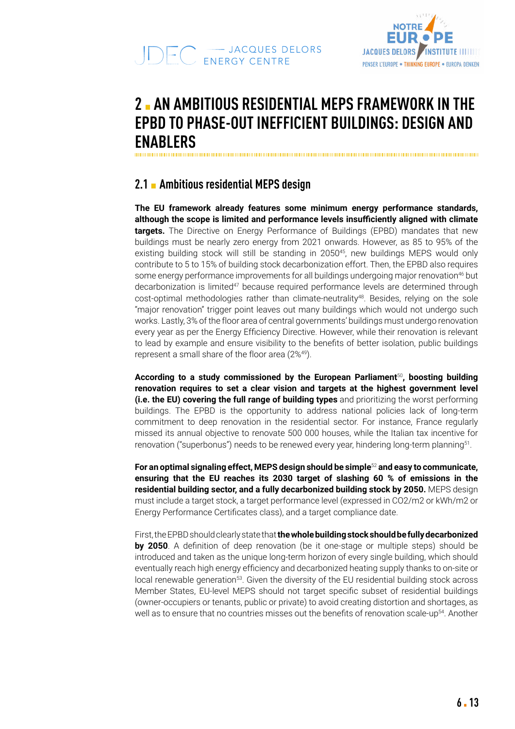# 2 ▪ AN AMBITIOUS RESIDENTIAL MEPS FRAMEWORK IN THE EPBD TO PHASE-OUT INEFFICIENT BUILDINGS: DESIGN AND ENABLERS

## 2.1 ▪ Ambitious residential MEPS design

**The EU framework already features some minimum energy performance standards, although the scope is limited and performance levels insufficiently aligned with climate targets.** The Directive on Energy Performance of Buildings (EPBD) mandates that new buildings must be nearly zero energy from 2021 onwards. However, as 85 to 95% of the existing building stock will still be standing in 2050[45], new buildings MEPS would only contribute to 5 to 15% of building stock decarbonization effort. Then, the EPBD also requires some energy performance improvements for all buildings undergoing major renovation[46] but decarbonization is limited[47] because required performance levels are determined through cost-optimal methodologies rather than climate-neutrality[48]. Besides, relying on the sole "major renovation" trigger point leaves out many buildings which would not undergo such works. Lastly, 3% of the floor area of central governments' buildings must undergo renovation every year as per the Energy Efficiency Directive. However, while their renovation is relevant to lead by example and ensure visibility to the benefits of better isolation, public buildings represent a small share of the floor area (2%[49]).

**According to a study commissioned by the European Parliament[50], boosting building renovation requires to set a clear vision and targets at the highest government level (i.e. the EU) covering the full range of building types** and prioritizing the worst performing buildings. The EPBD is the opportunity to address national policies lack of long-term commitment to deep renovation in the residential sector. For instance, France regularly missed its annual objective to renovate 500 000 houses, while the Italian tax incentive for renovation ("superbonus") needs to be renewed every year, hindering long-term planning[51].

**For an optimal signaling effect, MEPS design should be simple[52] and easy to communicate, ensuring that the EU reaches its 2030 target of slashing 60 % of emissions in the residential building sector, and a fully decarbonized building stock by 2050.** MEPS design must include a target stock, a target performance level (expressed in $CO_2/m^2$ or $kWh/m^2$ or Energy Performance Certificates class), and a target compliance date.

First, the EPBD should clearly state that **the whole building stock should be fully decarbonized by 2050**. A definition of deep renovation (be it one-stage or multiple steps) should be introduced and taken as the unique long-term horizon of every single building, which should eventually reach high energy efficiency and decarbonized heating supply thanks to on-site or local renewable generation[53]. Given the diversity of the EU residential building stock across Member States, EU-level MEPS should not target specific subset of residential buildings (owner-occupiers or tenants, public or private) to avoid creating distortion and shortages, as well as to ensure that no countries misses out the benefits of renovation scale-up[54]. Another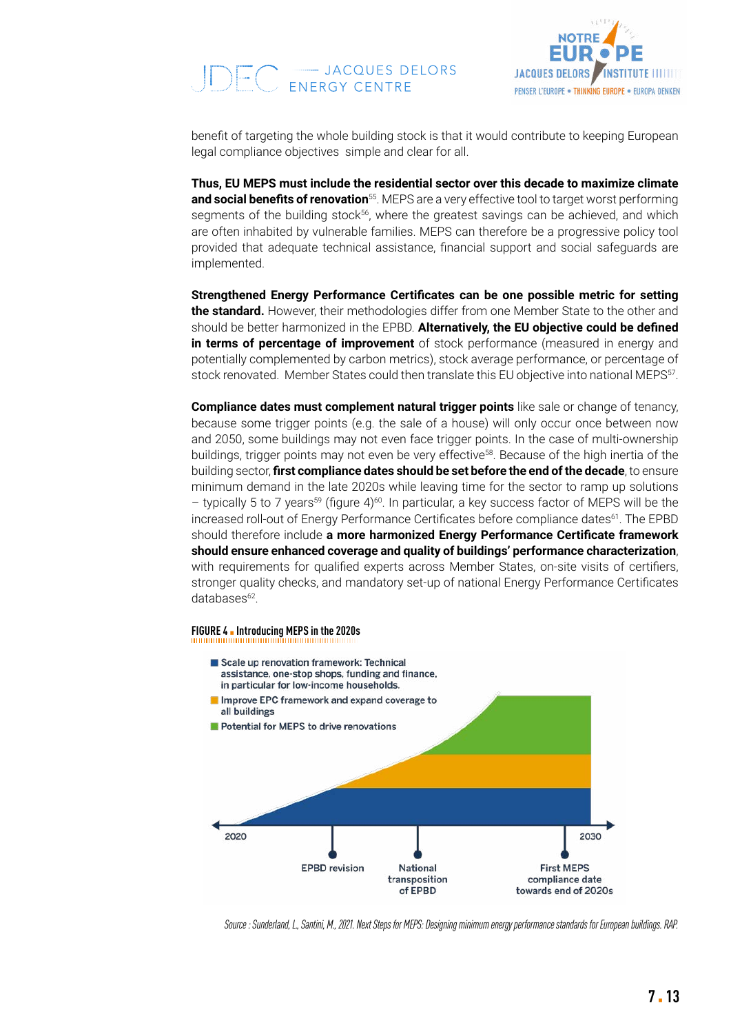benefit of targeting the whole building stock is that it would contribute to keeping European legal compliance objectives simple and clear for all.

**Thus, EU MEPS must include the residential sector over this decade to maximize climate and social benefits of renovation**[55]. MEPS are a very effective tool to target worst performing segments of the building stock[56], where the greatest savings can be achieved, and which are often inhabited by vulnerable families. MEPS can therefore be a progressive policy tool provided that adequate technical assistance, financial support and social safeguards are implemented.

**Strengthened Energy Performance Certificates can be one possible metric for setting the standard.** However, their methodologies differ from one Member State to the other and should be better harmonized in the EPBD. **Alternatively, the EU objective could be defined in terms of percentage of improvement** of stock performance (measured in energy and potentially complemented by carbon metrics), stock average performance, or percentage of stock renovated. Member States could then translate this EU objective into national MEPS[57].

**Compliance dates must complement natural trigger points** like sale or change of tenancy, because some trigger points (e.g. the sale of a house) will only occur once between now and 2050, some buildings may not even face trigger points. In the case of multi-ownership buildings, trigger points may not even be very effective[58]. Because of the high inertia of the building sector, **first compliance dates should be set before the end of the decade**, to ensure minimum demand in the late 2020s while leaving time for the sector to ramp up solutions – typically 5 to 7 years[59] (figure 4)[60]. In particular, a key success factor of MEPS will be the increased roll-out of Energy Performance Certificates before compliance dates[61]. The EPBD should therefore include **a more harmonized Energy Performance Certificate framework should ensure enhanced coverage and quality of buildings' performance characterization**, with requirements for qualified experts across Member States, on-site visits of certifiers, stronger quality checks, and mandatory set-up of national Energy Performance Certificates databases[62].

**FIGURE 4 Introducing MEPS in the 2020s**

- Scale up renovation framework: Technical assistance, one-stop shops, funding and finance, in particular for low-income households.
- Improve EPC framework and expand coverage to all buildings
- Potential for MEPS to drive renovations

2020 — EPBD revision — National transposition of EPBD — First MEPS compliance date towards end of 2020s — 2030

*Source : Sunderland, L., Santini, M., 2021. Next Steps for MEPS: Designing minimum energy performance standards for European buildings. RAP.*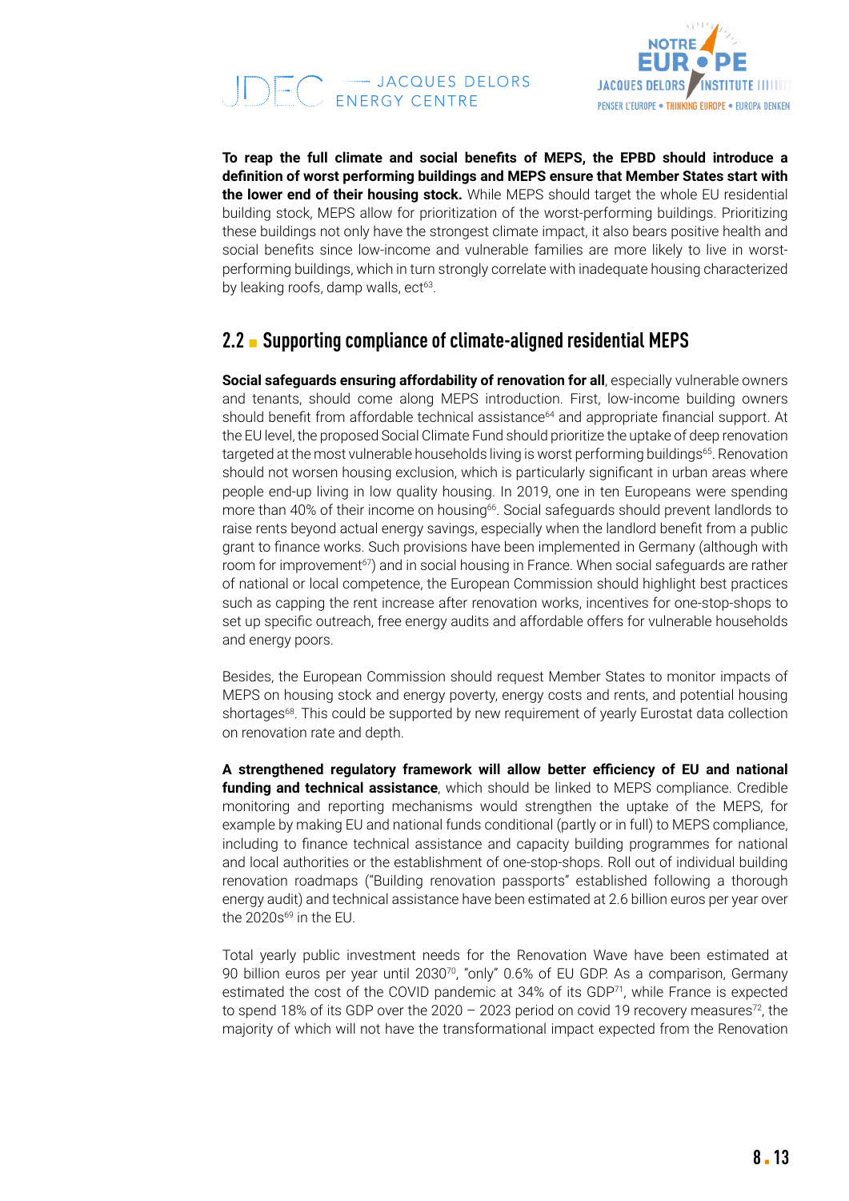**To reap the full climate and social benefits of MEPS, the EPBD should introduce a definition of worst performing buildings and MEPS ensure that Member States start with the lower end of their housing stock.** While MEPS should target the whole EU residential building stock, MEPS allow for prioritization of the worst-performing buildings. Prioritizing these buildings not only have the strongest climate impact, it also bears positive health and social benefits since low-income and vulnerable families are more likely to live in worst-performing buildings, which in turn strongly correlate with inadequate housing characterized by leaking roofs, damp walls, ect[63].

## 2.2 ▪ Supporting compliance of climate-aligned residential MEPS

**Social safeguards ensuring affordability of renovation for all**, especially vulnerable owners and tenants, should come along MEPS introduction. First, low-income building owners should benefit from affordable technical assistance[64] and appropriate financial support. At the EU level, the proposed Social Climate Fund should prioritize the uptake of deep renovation targeted at the most vulnerable households living is worst performing buildings[65]. Renovation should not worsen housing exclusion, which is particularly significant in urban areas where people end-up living in low quality housing. In 2019, one in ten Europeans were spending more than 40% of their income on housing[66]. Social safeguards should prevent landlords to raise rents beyond actual energy savings, especially when the landlord benefit from a public grant to finance works. Such provisions have been implemented in Germany (although with room for improvement[67]) and in social housing in France. When social safeguards are rather of national or local competence, the European Commission should highlight best practices such as capping the rent increase after renovation works, incentives for one-stop-shops to set up specific outreach, free energy audits and affordable offers for vulnerable households and energy poors.

Besides, the European Commission should request Member States to monitor impacts of MEPS on housing stock and energy poverty, energy costs and rents, and potential housing shortages[68]. This could be supported by new requirement of yearly Eurostat data collection on renovation rate and depth.

**A strengthened regulatory framework will allow better efficiency of EU and national funding and technical assistance**, which should be linked to MEPS compliance. Credible monitoring and reporting mechanisms would strengthen the uptake of the MEPS, for example by making EU and national funds conditional (partly or in full) to MEPS compliance, including to finance technical assistance and capacity building programmes for national and local authorities or the establishment of one-stop-shops. Roll out of individual building renovation roadmaps ("Building renovation passports" established following a thorough energy audit) and technical assistance have been estimated at 2.6 billion euros per year over the 2020s[69] in the EU.

Total yearly public investment needs for the Renovation Wave have been estimated at 90 billion euros per year until 2030[70], "only" 0.6% of EU GDP. As a comparison, Germany estimated the cost of the COVID pandemic at 34% of its GDP[71], while France is expected to spend 18% of its GDP over the 2020 – 2023 period on covid 19 recovery measures[72], the majority of which will not have the transformational impact expected from the Renovation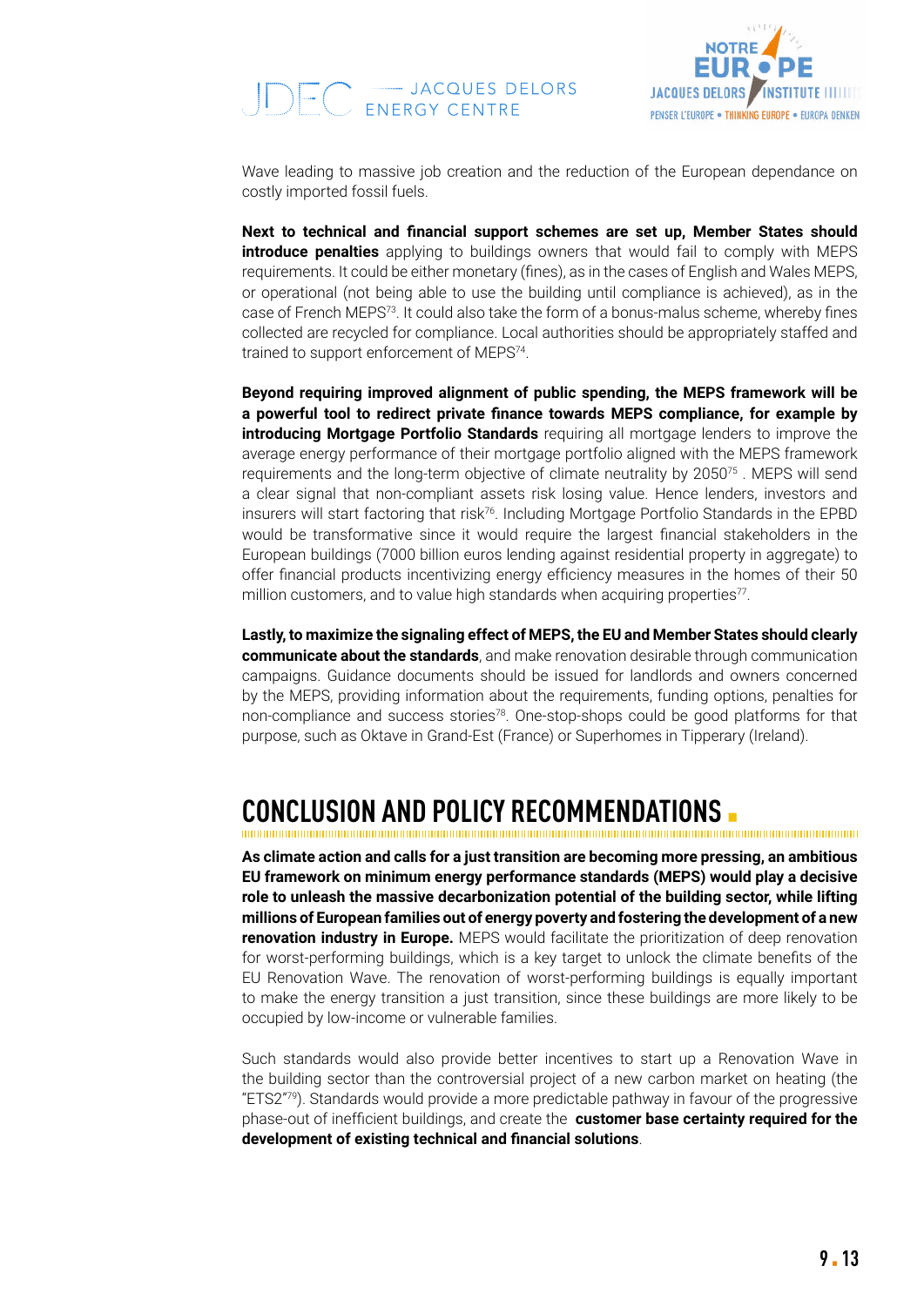Wave leading to massive job creation and the reduction of the European dependance on costly imported fossil fuels.

**Next to technical and financial support schemes are set up, Member States should introduce penalties** applying to buildings owners that would fail to comply with MEPS requirements. It could be either monetary (fines), as in the cases of English and Wales MEPS, or operational (not being able to use the building until compliance is achieved), as in the case of French MEPS[73]. It could also take the form of a bonus-malus scheme, whereby fines collected are recycled for compliance. Local authorities should be appropriately staffed and trained to support enforcement of MEPS[74].

**Beyond requiring improved alignment of public spending, the MEPS framework will be a powerful tool to redirect private finance towards MEPS compliance, for example by introducing Mortgage Portfolio Standards** requiring all mortgage lenders to improve the average energy performance of their mortgage portfolio aligned with the MEPS framework requirements and the long-term objective of climate neutrality by 2050[75] . MEPS will send a clear signal that non-compliant assets risk losing value. Hence lenders, investors and insurers will start factoring that risk[76]. Including Mortgage Portfolio Standards in the EPBD would be transformative since it would require the largest financial stakeholders in the European buildings (7000 billion euros lending against residential property in aggregate) to offer financial products incentivizing energy efficiency measures in the homes of their 50 million customers, and to value high standards when acquiring properties[77].

**Lastly, to maximize the signaling effect of MEPS, the EU and Member States should clearly communicate about the standards**, and make renovation desirable through communication campaigns. Guidance documents should be issued for landlords and owners concerned by the MEPS, providing information about the requirements, funding options, penalties for non-compliance and success stories[78]. One-stop-shops could be good platforms for that purpose, such as Oktave in Grand-Est (France) or Superhomes in Tipperary (Ireland).

## CONCLUSION AND POLICY RECOMMENDATIONS

**As climate action and calls for a just transition are becoming more pressing, an ambitious EU framework on minimum energy performance standards (MEPS) would play a decisive role to unleash the massive decarbonization potential of the building sector, while lifting millions of European families out of energy poverty and fostering the development of a new renovation industry in Europe.** MEPS would facilitate the prioritization of deep renovation for worst-performing buildings, which is a key target to unlock the climate benefits of the EU Renovation Wave. The renovation of worst-performing buildings is equally important to make the energy transition a just transition, since these buildings are more likely to be occupied by low-income or vulnerable families.

Such standards would also provide better incentives to start up a Renovation Wave in the building sector than the controversial project of a new carbon market on heating (the "ETS2"[79]). Standards would provide a more predictable pathway in favour of the progressive phase-out of inefficient buildings, and create the **customer base certainty required for the development of existing technical and financial solutions**.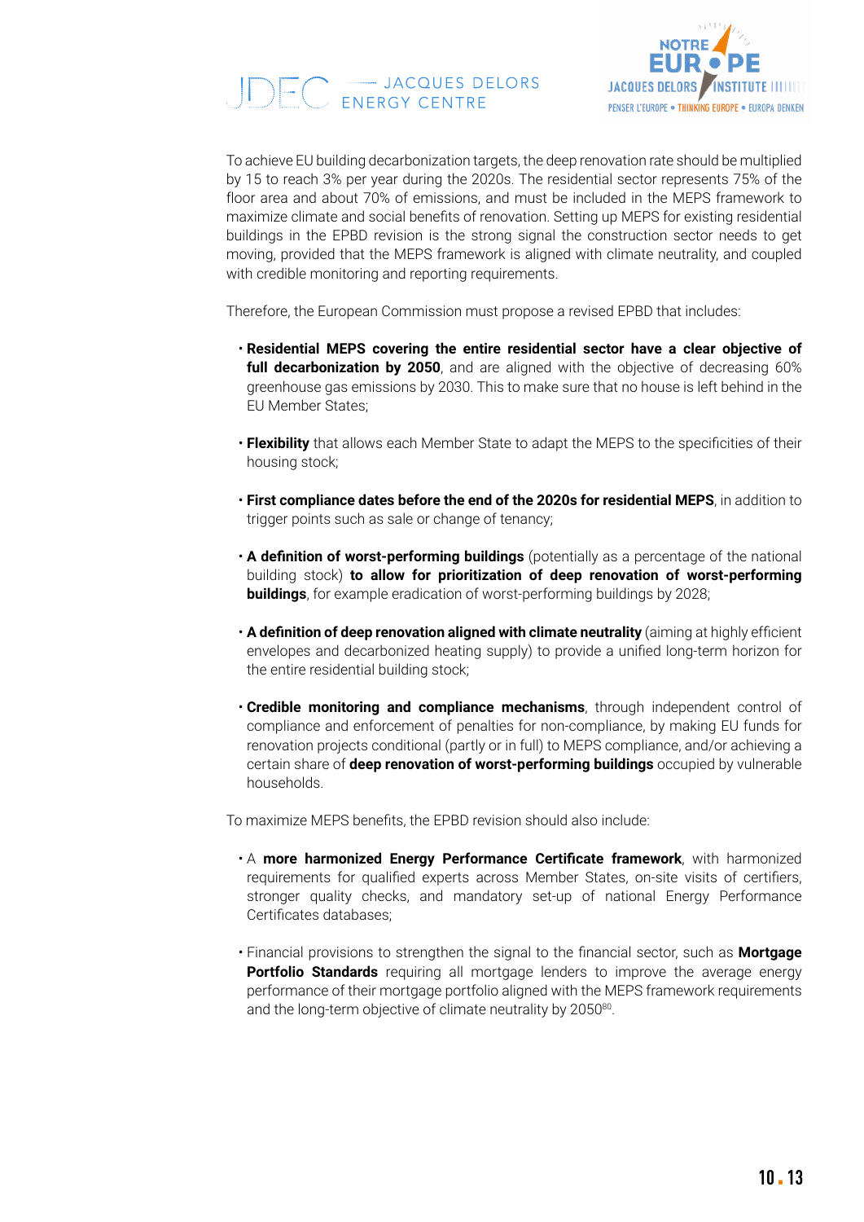To achieve EU building decarbonization targets, the deep renovation rate should be multiplied by 15 to reach 3% per year during the 2020s. The residential sector represents 75% of the floor area and about 70% of emissions, and must be included in the MEPS framework to maximize climate and social benefits of renovation. Setting up MEPS for existing residential buildings in the EPBD revision is the strong signal the construction sector needs to get moving, provided that the MEPS framework is aligned with climate neutrality, and coupled with credible monitoring and reporting requirements.

Therefore, the European Commission must propose a revised EPBD that includes:

- **Residential MEPS covering the entire residential sector have a clear objective of full decarbonization by 2050**, and are aligned with the objective of decreasing 60% greenhouse gas emissions by 2030. This to make sure that no house is left behind in the EU Member States;
- **Flexibility** that allows each Member State to adapt the MEPS to the specificities of their housing stock;
- **First compliance dates before the end of the 2020s for residential MEPS**, in addition to trigger points such as sale or change of tenancy;
- **A definition of worst-performing buildings** (potentially as a percentage of the national building stock) **to allow for prioritization of deep renovation of worst-performing buildings**, for example eradication of worst-performing buildings by 2028;
- **A definition of deep renovation aligned with climate neutrality** (aiming at highly efficient envelopes and decarbonized heating supply) to provide a unified long-term horizon for the entire residential building stock;
- **Credible monitoring and compliance mechanisms**, through independent control of compliance and enforcement of penalties for non-compliance, by making EU funds for renovation projects conditional (partly or in full) to MEPS compliance, and/or achieving a certain share of **deep renovation of worst-performing buildings** occupied by vulnerable households.

To maximize MEPS benefits, the EPBD revision should also include:

- A **more harmonized Energy Performance Certificate framework**, with harmonized requirements for qualified experts across Member States, on-site visits of certifiers, stronger quality checks, and mandatory set-up of national Energy Performance Certificates databases;
- Financial provisions to strengthen the signal to the financial sector, such as **Mortgage Portfolio Standards** requiring all mortgage lenders to improve the average energy performance of their mortgage portfolio aligned with the MEPS framework requirements and the long-term objective of climate neutrality by 2050[80].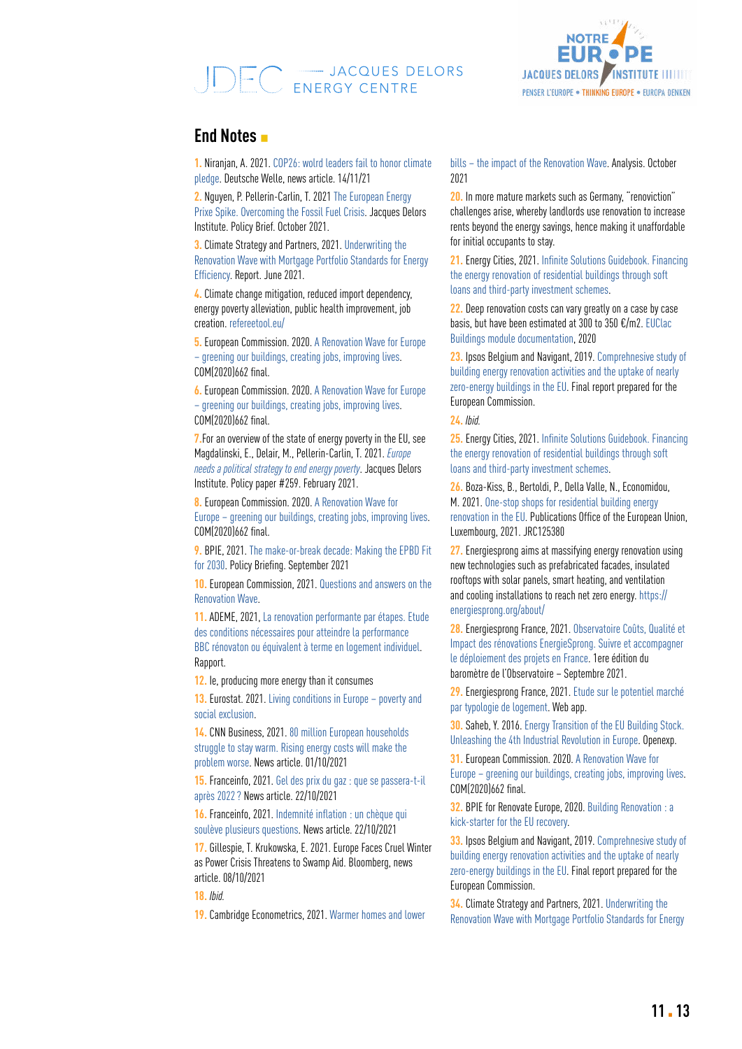## End Notes

1. Niranjan, A. 2021. COP26: wolrd leaders fail to honor climate pledge. Deutsche Welle, news article. 14/11/21

2. Nguyen, P. Pellerin-Carlin, T. 2021 The European Energy Prixe Spike. Overcoming the Fossil Fuel Crisis. Jacques Delors Institute. Policy Brief. October 2021.

3. Climate Strategy and Partners, 2021. Underwriting the Renovation Wave with Mortgage Portfolio Standards for Energy Efficiency. Report. June 2021.

4. Climate change mitigation, reduced import dependency, energy poverty alleviation, public health improvement, job creation. refereetool.eu/

5. European Commission. 2020. A Renovation Wave for Europe – greening our buildings, creating jobs, improving lives. COM(2020)662 final.

6. European Commission. 2020. A Renovation Wave for Europe – greening our buildings, creating jobs, improving lives. COM(2020)662 final.

7. For an overview of the state of energy poverty in the EU, see Magdalinski, E., Delair, M., Pellerin-Carlin, T. 2021. *Europe needs a political strategy to end energy poverty*. Jacques Delors Institute. Policy paper #259. February 2021.

8. European Commission. 2020. A Renovation Wave for Europe – greening our buildings, creating jobs, improving lives. COM(2020)662 final.

9. BPIE, 2021. The make-or-break decade: Making the EPBD Fit for 2030. Policy Briefing. September 2021

10. European Commission, 2021. Questions and answers on the Renovation Wave.

11. ADEME, 2021, La renovation performante par étapes. Etude des conditions nécessaires pour atteindre la performance BBC rénovaton ou équivalent à terme en logement individuel. Rapport.

12. Ie, producing more energy than it consumes

13. Eurostat. 2021. Living conditions in Europe – poverty and social exclusion.

14. CNN Business, 2021. 80 million European households struggle to stay warm. Rising energy costs will make the problem worse. News article. 01/10/2021

15. Franceinfo, 2021. Gel des prix du gaz : que se passera-t-il après 2022 ? News article. 22/10/2021

16. Franceinfo, 2021. Indemnité inflation : un chèque qui soulève plusieurs questions. News article. 22/10/2021

17. Gillespie, T. Krukowska, E. 2021. Europe Faces Cruel Winter as Power Crisis Threatens to Swamp Aid. Bloomberg, news article. 08/10/2021

18. *Ibid.*

19. Cambridge Econometrics, 2021. Warmer homes and lower bills – the impact of the Renovation Wave. Analysis. October 2021

20. In more mature markets such as Germany, "renoviction" challenges arise, whereby landlords use renovation to increase rents beyond the energy savings, hence making it unaffordable for initial occupants to stay.

21. Energy Cities, 2021. Infinite Solutions Guidebook. Financing the energy renovation of residential buildings through soft loans and third-party investment schemes.

22. Deep renovation costs can vary greatly on a case by case basis, but have been estimated at 300 to 350 €/m2. EUClac Buildings module documentation, 2020

23. Ipsos Belgium and Navigant, 2019. Comprehensive study of building energy renovation activities and the uptake of nearly zero-energy buildings in the EU. Final report prepared for the European Commission.

24. *Ibid.*

25. Energy Cities, 2021. Infinite Solutions Guidebook. Financing the energy renovation of residential buildings through soft loans and third-party investment schemes.

26. Boza-Kiss, B., Bertoldi, P., Della Valle, N., Economidou, M. 2021. One-stop shops for residential building energy renovation in the EU. Publications Office of the European Union, Luxembourg, 2021. JRC125380

27. Energiesprong aims at massifying energy renovation using new technologies such as prefabricated facades, insulated rooftops with solar panels, smart heating, and ventilation and cooling installations to reach net zero energy. https://energiesprong.org/about/

28. Energiesprong France, 2021. Observatoire Coûts, Qualité et Impact des rénovations EnergieSprong. Suivre et accompagner le déploiement des projets en France. 1ere édition du baromètre de l'Observatoire – Septembre 2021.

29. Energiesprong France, 2021. Etude sur le potentiel marché par typologie de logement. Web app.

30. Saheb, Y. 2016. Energy Transition of the EU Building Stock. Unleashing the 4th Industrial Revolution in Europe. Openexp.

31. European Commission. 2020. A Renovation Wave for Europe – greening our buildings, creating jobs, improving lives. COM(2020)662 final.

32. BPIE for Renovate Europe, 2020. Building Renovation : a kick-starter for the EU recovery.

33. Ipsos Belgium and Navigant, 2019. Comprehensive study of building energy renovation activities and the uptake of nearly zero-energy buildings in the EU. Final report prepared for the European Commission.

34. Climate Strategy and Partners, 2021. Underwriting the Renovation Wave with Mortgage Portfolio Standards for Energy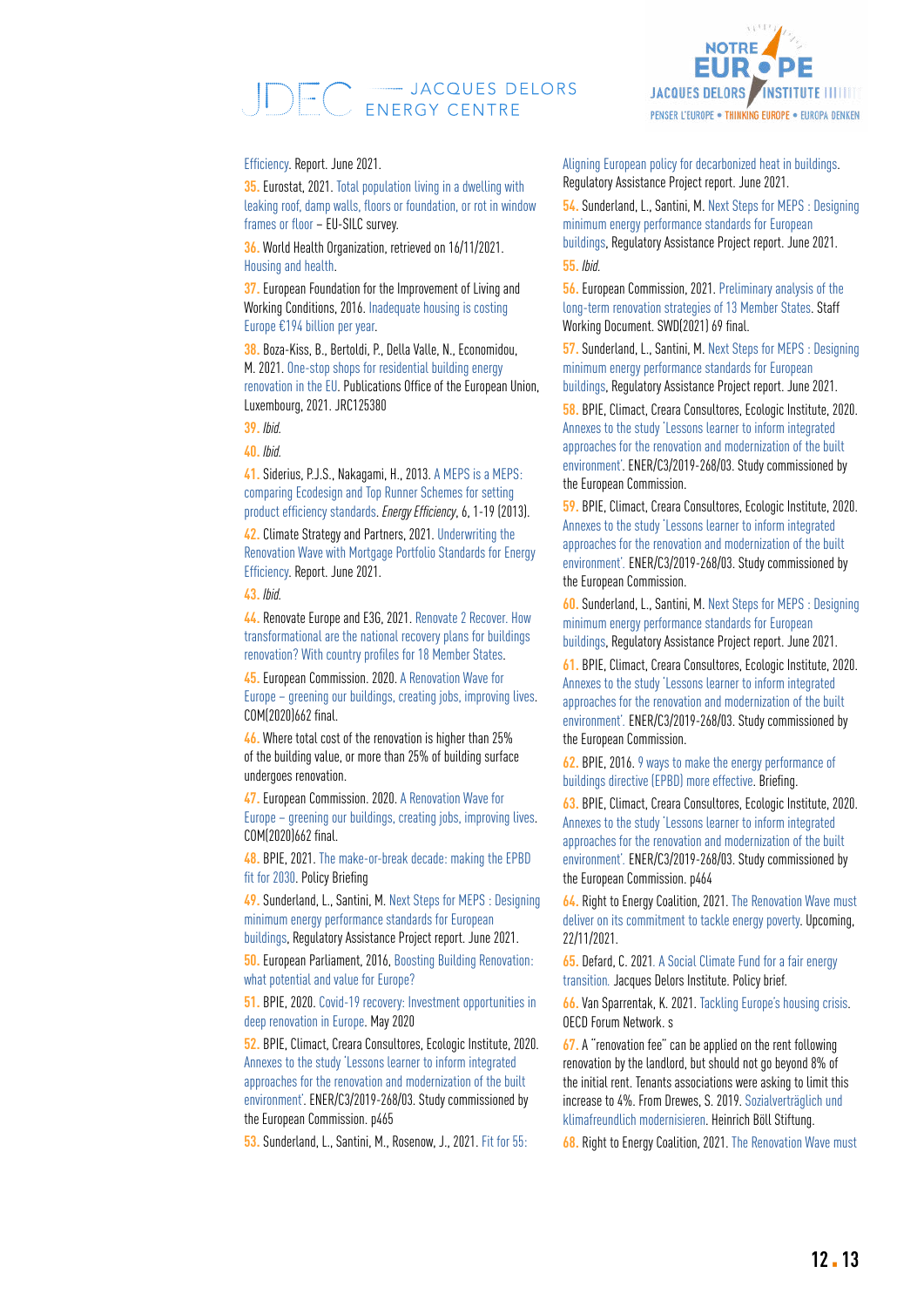Efficiency. Report. June 2021.

35. Eurostat, 2021. Total population living in a dwelling with leaking roof, damp walls, floors or foundation, or rot in window frames or floor – EU-SILC survey.

36. World Health Organization, retrieved on 16/11/2021. Housing and health.

37. European Foundation for the Improvement of Living and Working Conditions, 2016. Inadequate housing is costing Europe €194 billion per year.

38. Boza-Kiss, B., Bertoldi, P., Della Valle, N., Economidou, M. 2021. One-stop shops for residential building energy renovation in the EU. Publications Office of the European Union, Luxembourg, 2021. JRC125380

39. *Ibid.*

40. *Ibid.*

41. Siderius, P.J.S., Nakagami, H., 2013. A MEPS is a MEPS: comparing Ecodesign and Top Runner Schemes for setting product efficiency standards. *Energy Efficiency*, 6, 1-19 (2013).

42. Climate Strategy and Partners, 2021. Underwriting the Renovation Wave with Mortgage Portfolio Standards for Energy Efficiency. Report. June 2021.

43. *Ibid.*

44. Renovate Europe and E3G, 2021. Renovate 2 Recover. How transformational are the national recovery plans for buildings renovation? With country profiles for 18 Member States.

45. European Commission. 2020. A Renovation Wave for Europe – greening our buildings, creating jobs, improving lives. COM(2020)662 final.

46. Where total cost of the renovation is higher than 25% of the building value, or more than 25% of building surface undergoes renovation.

47. European Commission. 2020. A Renovation Wave for Europe – greening our buildings, creating jobs, improving lives. COM(2020)662 final.

48. BPIE, 2021. The make-or-break decade: making the EPBD fit for 2030. Policy Briefing

49. Sunderland, L., Santini, M. Next Steps for MEPS : Designing minimum energy performance standards for European buildings, Regulatory Assistance Project report. June 2021.

50. European Parliament, 2016, Boosting Building Renovation: what potential and value for Europe?

51. BPIE, 2020. Covid-19 recovery: Investment opportunities in deep renovation in Europe. May 2020

52. BPIE, Climact, Creara Consultores, Ecologic Institute, 2020. Annexes to the study 'Lessons learner to inform integrated approaches for the renovation and modernization of the built environment'. ENER/C3/2019-268/03. Study commissioned by the European Commission. p465

53. Sunderland, L., Santini, M., Rosenow, J., 2021. Fit for 55: Aligning European policy for decarbonized heat in buildings. Regulatory Assistance Project report. June 2021.

54. Sunderland, L., Santini, M. Next Steps for MEPS : Designing minimum energy performance standards for European buildings, Regulatory Assistance Project report. June 2021.

55. *Ibid.*

56. European Commission, 2021. Preliminary analysis of the long-term renovation strategies of 13 Member States. Staff Working Document. SWD(2021) 69 final.

57. Sunderland, L., Santini, M. Next Steps for MEPS : Designing minimum energy performance standards for European buildings, Regulatory Assistance Project report. June 2021.

58. BPIE, Climact, Creara Consultores, Ecologic Institute, 2020. Annexes to the study 'Lessons learner to inform integrated approaches for the renovation and modernization of the built environment'. ENER/C3/2019-268/03. Study commissioned by the European Commission.

59. BPIE, Climact, Creara Consultores, Ecologic Institute, 2020. Annexes to the study 'Lessons learner to inform integrated approaches for the renovation and modernization of the built environment'. ENER/C3/2019-268/03. Study commissioned by the European Commission.

60. Sunderland, L., Santini, M. Next Steps for MEPS : Designing minimum energy performance standards for European buildings, Regulatory Assistance Project report. June 2021.

61. BPIE, Climact, Creara Consultores, Ecologic Institute, 2020. Annexes to the study 'Lessons learner to inform integrated approaches for the renovation and modernization of the built environment'. ENER/C3/2019-268/03. Study commissioned by the European Commission.

62. BPIE, 2016. 9 ways to make the energy performance of buildings directive (EPBD) more effective. Briefing.

63. BPIE, Climact, Creara Consultores, Ecologic Institute, 2020. Annexes to the study 'Lessons learner to inform integrated approaches for the renovation and modernization of the built environment'. ENER/C3/2019-268/03. Study commissioned by the European Commission. p464

64. Right to Energy Coalition, 2021. The Renovation Wave must deliver on its commitment to tackle energy poverty. Upcoming, 22/11/2021.

65. Defard, C. 2021. A Social Climate Fund for a fair energy transition. Jacques Delors Institute. Policy brief.

66. Van Sparrentak, K. 2021. Tackling Europe's housing crisis. OECD Forum Network. s

67. A "renovation fee" can be applied on the rent following renovation by the landlord, but should not go beyond 8% of the initial rent. Tenants associations were asking to limit this increase to 4%. From Drewes, S. 2019. Sozialverträglich und klimafreundlich modernisieren. Heinrich Böll Stiftung.

68. Right to Energy Coalition, 2021. The Renovation Wave must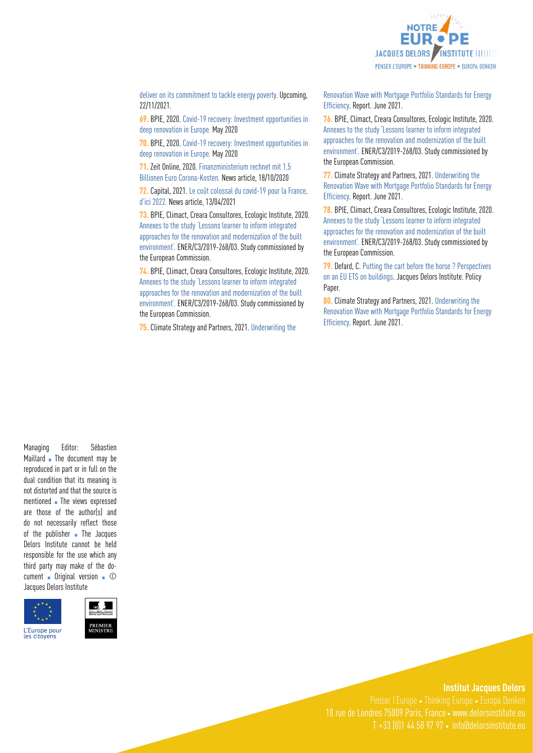deliver on its commitment to tackle energy poverty. Upcoming, 22/11/2021.

**69.** BPIE, 2020. Covid-19 recovery: Investment opportunities in deep renovation in Europe. May 2020

**70.** BPIE, 2020. Covid-19 recovery: Investment opportunities in deep renovation in Europe. May 2020

**71.** Zeit Online, 2020. Finanzministerium rechnet mit 1,5 Billionen Euro Corona-Kosten. News article, 18/10/2020

**72.** Capital, 2021. Le coût colossal du covid-19 pour la France, d'ici 2022. News article, 13/04/2021

**73.** BPIE, Climact, Creara Consultores, Ecologic Institute, 2020. Annexes to the study 'Lessons learner to inform integrated approaches for the renovation and modernization of the built environment'. ENER/C3/2019-268/03. Study commissioned by the European Commission.

**74.** BPIE, Climact, Creara Consultores, Ecologic Institute, 2020. Annexes to the study 'Lessons learner to inform integrated approaches for the renovation and modernization of the built environment'. ENER/C3/2019-268/03. Study commissioned by the European Commission.

**75.** Climate Strategy and Partners, 2021. Underwriting the Renovation Wave with Mortgage Portfolio Standards for Energy Efficiency. Report. June 2021.

**76.** BPIE, Climact, Creara Consultores, Ecologic Institute, 2020. Annexes to the study 'Lessons learner to inform integrated approaches for the renovation and modernization of the built environment'. ENER/C3/2019-268/03. Study commissioned by the European Commission.

**77.** Climate Strategy and Partners, 2021. Underwriting the Renovation Wave with Mortgage Portfolio Standards for Energy Efficiency. Report. June 2021.

**78.** BPIE, Climact, Creara Consultores, Ecologic Institute, 2020. Annexes to the study 'Lessons learner to inform integrated approaches for the renovation and modernization of the built environment'. ENER/C3/2019-268/03. Study commissioned by the European Commission.

**79.** Defard, C. Putting the cart before the horse ? Perspectives on an EU ETS on buildings. Jacques Delors Institute. Policy Paper.

**80.** Climate Strategy and Partners, 2021. Underwriting the Renovation Wave with Mortgage Portfolio Standards for Energy Efficiency. Report. June 2021.

Managing Editor: Sébastien Maillard ▪ The document may be reproduced in part or in full on the dual condition that its meaning is not distorted and that the source is mentioned ▪ The views expressed are those of the author(s) and do not necessarily reflect those of the publisher ▪ The Jacques Delors Institute cannot be held responsible for the use which any third party may make of the document ▪ Original version ▪ © Jacques Delors Institute

L'Europe pour les citoyens

**Institut Jacques Delors**

Penser l'Europe • Thinking Europe • Europa Denken
18 rue de Londres 75009 Paris, France • www.delorsinstitute.eu
T +33 (0)1 44 58 97 97 • info@delorsinstitute.eu